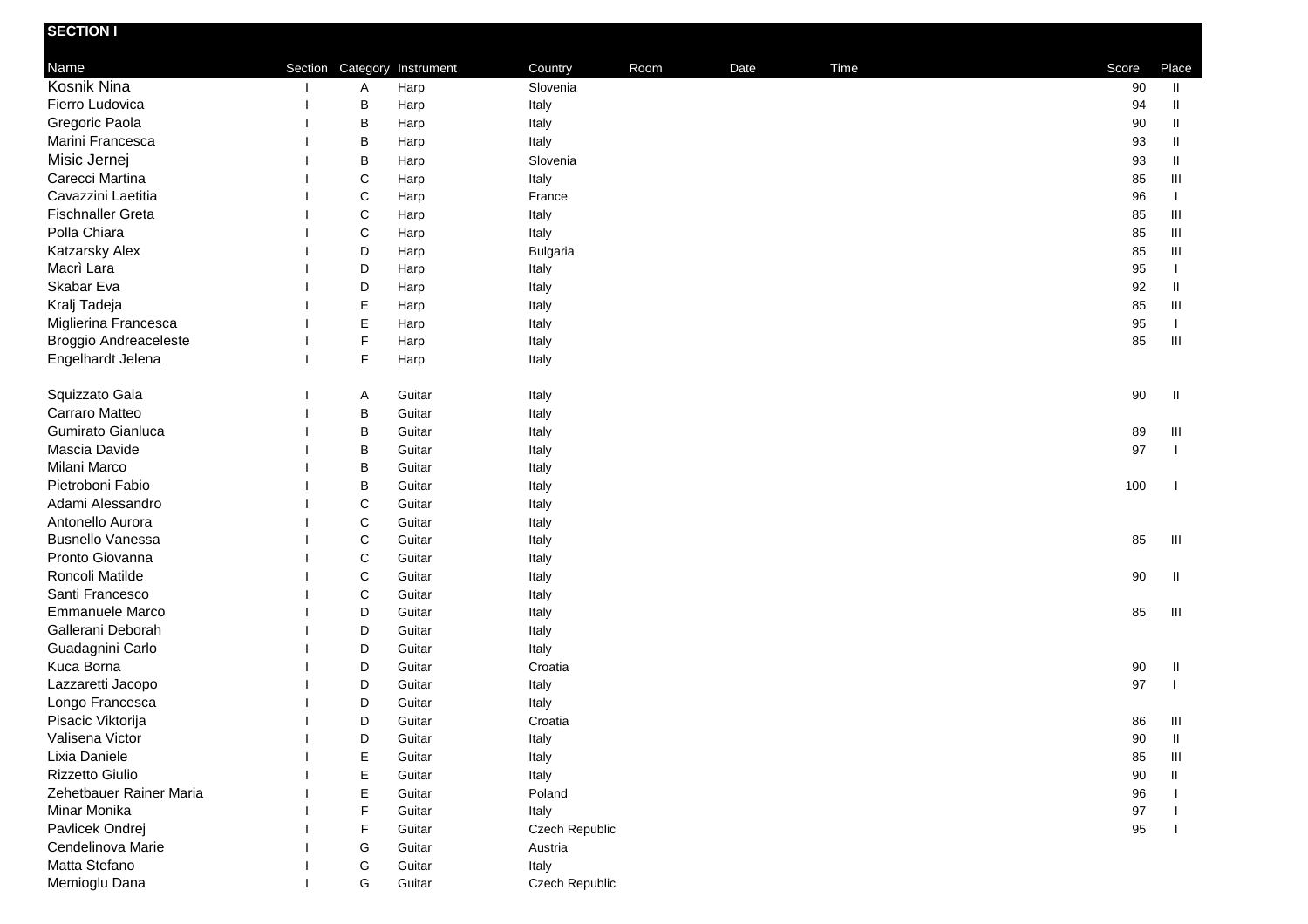# SECTION I

| Name | Section | Category | Instrument | Country | Room | Date | Time | Score | Place |
|---|---|---|---|---|---|---|---|---|---|
| Kosnik Nina | I | A | Harp | Slovenia | | | | 90 | II |
| Fierro Ludovica | I | B | Harp | Italy | | | | 94 | II |
| Gregoric Paola | I | B | Harp | Italy | | | | 90 | II |
| Marini Francesca | I | B | Harp | Italy | | | | 93 | II |
| Misic Jernej | I | B | Harp | Slovenia | | | | 93 | II |
| Carecci Martina | I | C | Harp | Italy | | | | 85 | III |
| Cavazzini Laetitia | I | C | Harp | France | | | | 96 | I |
| Fischnaller Greta | I | C | Harp | Italy | | | | 85 | III |
| Polla Chiara | I | C | Harp | Italy | | | | 85 | III |
| Katzarsky Alex | I | D | Harp | Bulgaria | | | | 85 | III |
| Macrì Lara | I | D | Harp | Italy | | | | 95 | I |
| Skabar Eva | I | D | Harp | Italy | | | | 92 | II |
| Kralj Tadeja | I | E | Harp | Italy | | | | 85 | III |
| Miglierina Francesca | I | E | Harp | Italy | | | | 95 | I |
| Broggio Andreaceleste | I | F | Harp | Italy | | | | 85 | III |
| Engelhardt Jelena | I | F | Harp | Italy | | | | | |
| Squizzato Gaia | I | A | Guitar | Italy | | | | 90 | II |
| Carraro Matteo | I | B | Guitar | Italy | | | | | |
| Gumirato Gianluca | I | B | Guitar | Italy | | | | 89 | III |
| Mascia Davide | I | B | Guitar | Italy | | | | 97 | I |
| Milani Marco | I | B | Guitar | Italy | | | | | |
| Pietroboni Fabio | I | B | Guitar | Italy | | | | 100 | I |
| Adami Alessandro | I | C | Guitar | Italy | | | | | |
| Antonello Aurora | I | C | Guitar | Italy | | | | | |
| Busnello Vanessa | I | C | Guitar | Italy | | | | 85 | III |
| Pronto Giovanna | I | C | Guitar | Italy | | | | | |
| Roncoli Matilde | I | C | Guitar | Italy | | | | 90 | II |
| Santi Francesco | I | C | Guitar | Italy | | | | | |
| Emmanuele Marco | I | D | Guitar | Italy | | | | 85 | III |
| Gallerani Deborah | I | D | Guitar | Italy | | | | | |
| Guadagnini Carlo | I | D | Guitar | Italy | | | | | |
| Kuca Borna | I | D | Guitar | Croatia | | | | 90 | II |
| Lazzaretti Jacopo | I | D | Guitar | Italy | | | | 97 | I |
| Longo Francesca | I | D | Guitar | Italy | | | | | |
| Pisacic Viktorija | I | D | Guitar | Croatia | | | | 86 | III |
| Valisena Victor | I | D | Guitar | Italy | | | | 90 | II |
| Lixia Daniele | I | E | Guitar | Italy | | | | 85 | III |
| Rizzetto Giulio | I | E | Guitar | Italy | | | | 90 | II |
| Zehetbauer Rainer Maria | I | E | Guitar | Poland | | | | 96 | I |
| Minar Monika | I | F | Guitar | Italy | | | | 97 | I |
| Pavlicek Ondrej | I | F | Guitar | Czech Republic | | | | 95 | I |
| Cendelinova Marie | I | G | Guitar | Austria | | | | | |
| Matta Stefano | I | G | Guitar | Italy | | | | | |
| Memioglu Dana | I | G | Guitar | Czech Republic | | | | | |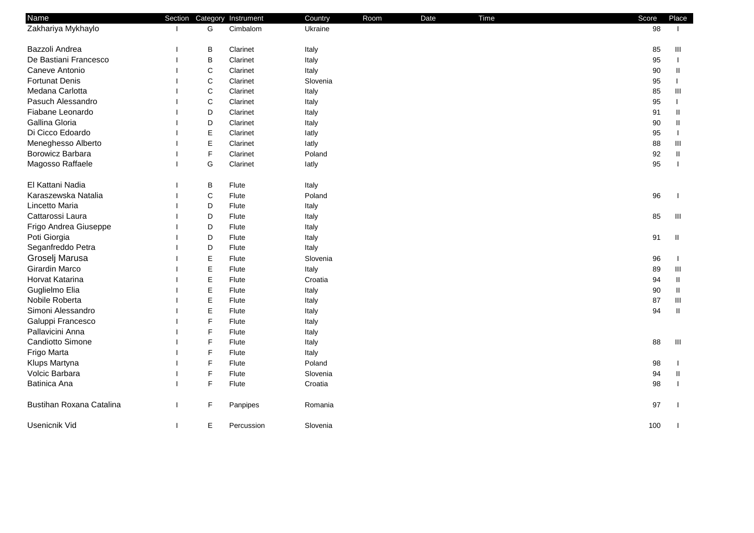| Name | Section | Category | Instrument | Country | Room | Date | Time | Score | Place |
|---|---|---|---|---|---|---|---|---|---|
| Zakhariya Mykhaylo | I | G | Cimbalom | Ukraine | | | | 98 | I |
| | | | | | | | | | |
| Bazzoli Andrea | I | B | Clarinet | Italy | | | | 85 | III |
| De Bastiani Francesco | I | B | Clarinet | Italy | | | | 95 | I |
| Caneve Antonio | I | C | Clarinet | Italy | | | | 90 | II |
| Fortunat Denis | I | C | Clarinet | Slovenia | | | | 95 | I |
| Medana Carlotta | I | C | Clarinet | Italy | | | | 85 | III |
| Pasuch Alessandro | I | C | Clarinet | Italy | | | | 95 | I |
| Fiabane Leonardo | I | D | Clarinet | Italy | | | | 91 | II |
| Gallina Gloria | I | D | Clarinet | Italy | | | | 90 | II |
| Di Cicco Edoardo | I | E | Clarinet | Iatly | | | | 95 | I |
| Meneghesso Alberto | I | E | Clarinet | Iatly | | | | 88 | III |
| Borowicz Barbara | I | F | Clarinet | Poland | | | | 92 | II |
| Magosso Raffaele | I | G | Clarinet | Iatly | | | | 95 | I |
| | | | | | | | | | |
| El Kattani Nadia | I | B | Flute | Italy | | | | | |
| Karaszewska Natalia | I | C | Flute | Poland | | | | 96 | I |
| Lincetto Maria | I | D | Flute | Italy | | | | | |
| Cattarossi Laura | I | D | Flute | Italy | | | | 85 | III |
| Frigo Andrea Giuseppe | I | D | Flute | Italy | | | | | |
| Poti Giorgia | I | D | Flute | Italy | | | | 91 | II |
| Seganfreddo Petra | I | D | Flute | Italy | | | | | |
| Groselj Marusa | I | E | Flute | Slovenia | | | | 96 | I |
| Girardin Marco | I | E | Flute | Italy | | | | 89 | III |
| Horvat Katarina | I | E | Flute | Croatia | | | | 94 | II |
| Guglielmo Elia | I | E | Flute | Italy | | | | 90 | II |
| Nobile Roberta | I | E | Flute | Italy | | | | 87 | III |
| Simoni Alessandro | I | E | Flute | Italy | | | | 94 | II |
| Galuppi Francesco | I | F | Flute | Italy | | | | | |
| Pallavicini Anna | I | F | Flute | Italy | | | | | |
| Candiotto Simone | I | F | Flute | Italy | | | | 88 | III |
| Frigo Marta | I | F | Flute | Italy | | | | | |
| Klups Martyna | I | F | Flute | Poland | | | | 98 | I |
| Volcic Barbara | I | F | Flute | Slovenia | | | | 94 | II |
| Batinica Ana | I | F | Flute | Croatia | | | | 98 | I |
| | | | | | | | | | |
| Bustihan Roxana Catalina | I | F | Panpipes | Romania | | | | 97 | I |
| | | | | | | | | | |
| Usenicnik Vid | I | E | Percussion | Slovenia | | | | 100 | I |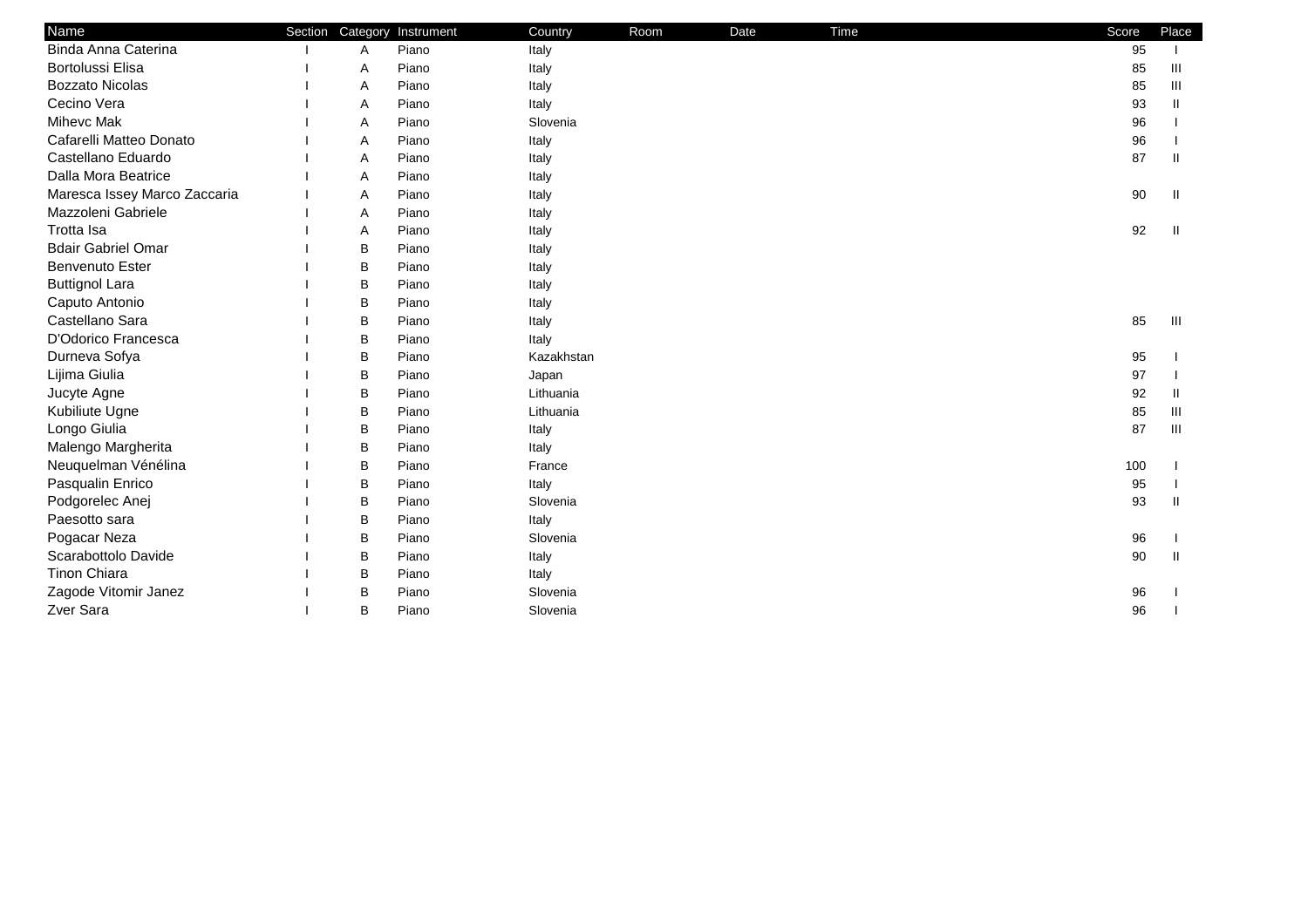| Name | Section | Category | Instrument | Country | Room | Date | Time | Score | Place |
|---|---|---|---|---|---|---|---|---|---|
| Binda Anna Caterina | I | A | Piano | Italy | | | | 95 | I |
| Bortolussi Elisa | I | A | Piano | Italy | | | | 85 | III |
| Bozzato Nicolas | I | A | Piano | Italy | | | | 85 | III |
| Cecino Vera | I | A | Piano | Italy | | | | 93 | II |
| Mihevc Mak | I | A | Piano | Slovenia | | | | 96 | I |
| Cafarelli Matteo Donato | I | A | Piano | Italy | | | | 96 | I |
| Castellano Eduardo | I | A | Piano | Italy | | | | 87 | II |
| Dalla Mora Beatrice | I | A | Piano | Italy | | | | | |
| Maresca Issey Marco Zaccaria | I | A | Piano | Italy | | | | 90 | II |
| Mazzoleni Gabriele | I | A | Piano | Italy | | | | | |
| Trotta Isa | I | A | Piano | Italy | | | | 92 | II |
| Bdair Gabriel Omar | I | B | Piano | Italy | | | | | |
| Benvenuto Ester | I | B | Piano | Italy | | | | | |
| Buttignol Lara | I | B | Piano | Italy | | | | | |
| Caputo Antonio | I | B | Piano | Italy | | | | | |
| Castellano Sara | I | B | Piano | Italy | | | | 85 | III |
| D'Odorico Francesca | I | B | Piano | Italy | | | | | |
| Durneva Sofya | I | B | Piano | Kazakhstan | | | | 95 | I |
| Lijima Giulia | I | B | Piano | Japan | | | | 97 | I |
| Jucyte Agne | I | B | Piano | Lithuania | | | | 92 | II |
| Kubiliute Ugne | I | B | Piano | Lithuania | | | | 85 | III |
| Longo Giulia | I | B | Piano | Italy | | | | 87 | III |
| Malengo Margherita | I | B | Piano | Italy | | | | | |
| Neuquelman Vénélina | I | B | Piano | France | | | | 100 | I |
| Pasqualin Enrico | I | B | Piano | Italy | | | | 95 | I |
| Podgorelec Anej | I | B | Piano | Slovenia | | | | 93 | II |
| Paesotto sara | I | B | Piano | Italy | | | | | |
| Pogacar Neza | I | B | Piano | Slovenia | | | | 96 | I |
| Scarabottolo Davide | I | B | Piano | Italy | | | | 90 | II |
| Tinon Chiara | I | B | Piano | Italy | | | | | |
| Zagode Vitomir Janez | I | B | Piano | Slovenia | | | | 96 | I |
| Zver Sara | I | B | Piano | Slovenia | | | | 96 | I |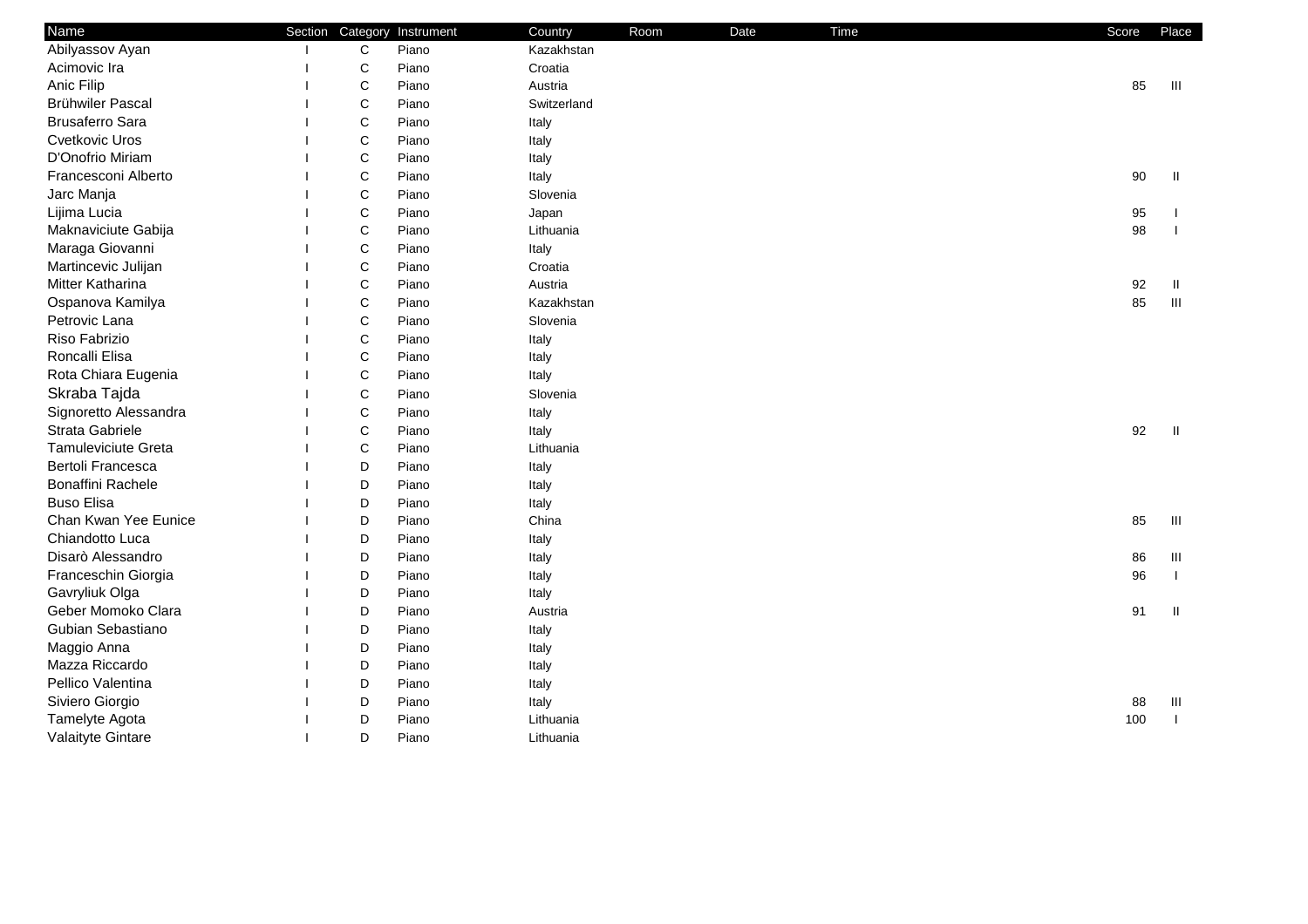| Name | Section | Category | Instrument | Country | Room | Date | Time | Score | Place |
|---|---|---|---|---|---|---|---|---|---|
| Abilyassov Ayan | I | C | Piano | Kazakhstan | | | | | |
| Acimovic Ira | I | C | Piano | Croatia | | | | | |
| Anic Filip | I | C | Piano | Austria | | | | 85 | III |
| Brühwiler Pascal | I | C | Piano | Switzerland | | | | | |
| Brusaferro Sara | I | C | Piano | Italy | | | | | |
| Cvetkovic Uros | I | C | Piano | Italy | | | | | |
| D'Onofrio Miriam | I | C | Piano | Italy | | | | | |
| Francesconi Alberto | I | C | Piano | Italy | | | | 90 | II |
| Jarc Manja | I | C | Piano | Slovenia | | | | | |
| Lijima Lucia | I | C | Piano | Japan | | | | 95 | I |
| Maknaviciute Gabija | I | C | Piano | Lithuania | | | | 98 | I |
| Maraga Giovanni | I | C | Piano | Italy | | | | | |
| Martincevic Julijan | I | C | Piano | Croatia | | | | | |
| Mitter Katharina | I | C | Piano | Austria | | | | 92 | II |
| Ospanova Kamilya | I | C | Piano | Kazakhstan | | | | 85 | III |
| Petrovic Lana | I | C | Piano | Slovenia | | | | | |
| Riso Fabrizio | I | C | Piano | Italy | | | | | |
| Roncalli Elisa | I | C | Piano | Italy | | | | | |
| Rota Chiara Eugenia | I | C | Piano | Italy | | | | | |
| Skraba Tajda | I | C | Piano | Slovenia | | | | | |
| Signoretto Alessandra | I | C | Piano | Italy | | | | | |
| Strata Gabriele | I | C | Piano | Italy | | | | 92 | II |
| Tamuleviciute Greta | I | C | Piano | Lithuania | | | | | |
| Bertoli Francesca | I | D | Piano | Italy | | | | | |
| Bonaffini Rachele | I | D | Piano | Italy | | | | | |
| Buso Elisa | I | D | Piano | Italy | | | | | |
| Chan Kwan Yee Eunice | I | D | Piano | China | | | | 85 | III |
| Chiandotto Luca | I | D | Piano | Italy | | | | | |
| Disarò Alessandro | I | D | Piano | Italy | | | | 86 | III |
| Franceschin Giorgia | I | D | Piano | Italy | | | | 96 | I |
| Gavryliuk Olga | I | D | Piano | Italy | | | | | |
| Geber Momoko Clara | I | D | Piano | Austria | | | | 91 | II |
| Gubian Sebastiano | I | D | Piano | Italy | | | | | |
| Maggio Anna | I | D | Piano | Italy | | | | | |
| Mazza Riccardo | I | D | Piano | Italy | | | | | |
| Pellico Valentina | I | D | Piano | Italy | | | | | |
| Siviero Giorgio | I | D | Piano | Italy | | | | 88 | III |
| Tamelyte Agota | I | D | Piano | Lithuania | | | | 100 | I |
| Valaityte Gintare | I | D | Piano | Lithuania | | | | | |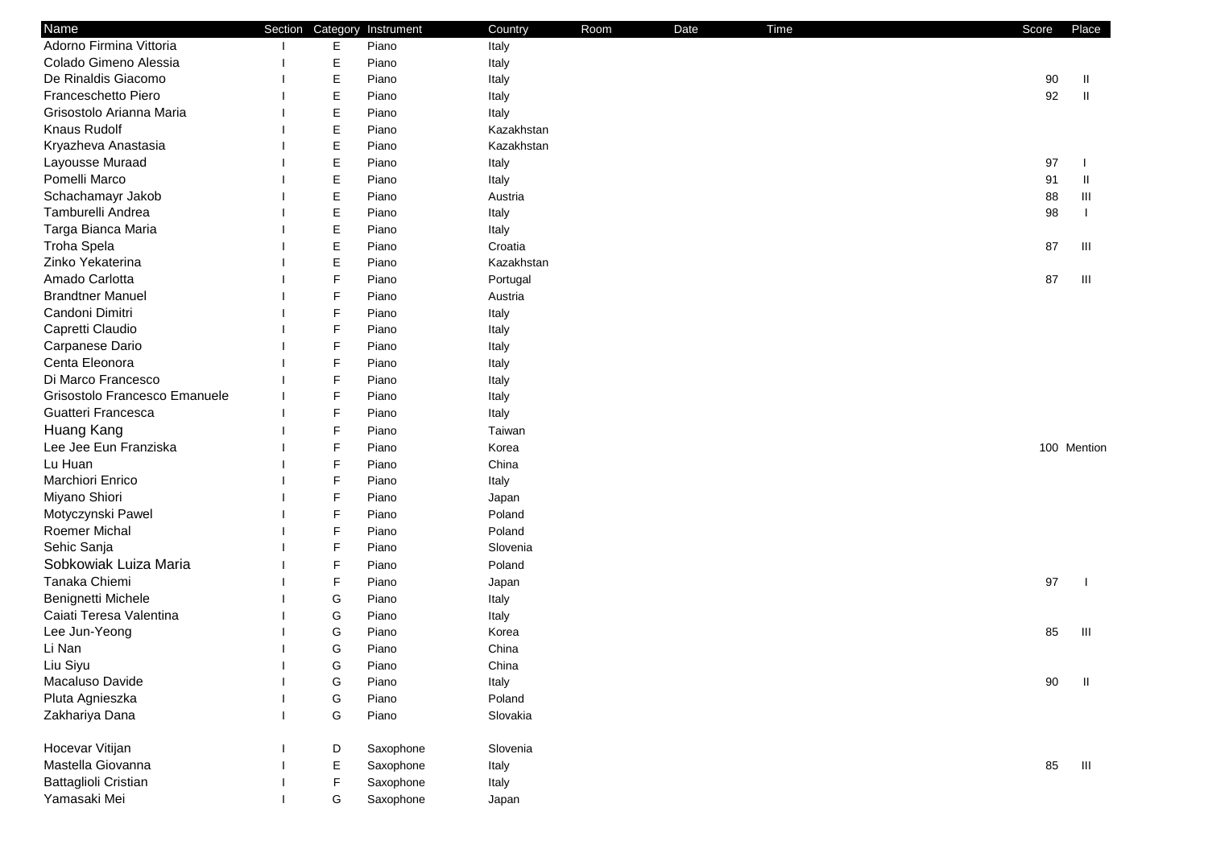| Name | Section | Category | Instrument | Country | Room | Date | Time | Score | Place |
|---|---|---|---|---|---|---|---|---|---|
| Adorno Firmina Vittoria | I | E | Piano | Italy | | | | | |
| Colado Gimeno Alessia | I | E | Piano | Italy | | | | | |
| De Rinaldis Giacomo | I | E | Piano | Italy | | | | 90 | II |
| Franceschetto Piero | I | E | Piano | Italy | | | | 92 | II |
| Grisostolo Arianna Maria | I | E | Piano | Italy | | | | | |
| Knaus Rudolf | I | E | Piano | Kazakhstan | | | | | |
| Kryazheva Anastasia | I | E | Piano | Kazakhstan | | | | | |
| Layousse Muraad | I | E | Piano | Italy | | | | 97 | I |
| Pomelli Marco | I | E | Piano | Italy | | | | 91 | II |
| Schachamayr Jakob | I | E | Piano | Austria | | | | 88 | III |
| Tamburelli Andrea | I | E | Piano | Italy | | | | 98 | I |
| Targa Bianca Maria | I | E | Piano | Italy | | | | | |
| Troha Spela | I | E | Piano | Croatia | | | | 87 | III |
| Zinko Yekaterina | I | E | Piano | Kazakhstan | | | | | |
| Amado Carlotta | I | F | Piano | Portugal | | | | 87 | III |
| Brandtner Manuel | I | F | Piano | Austria | | | | | |
| Candoni Dimitri | I | F | Piano | Italy | | | | | |
| Capretti Claudio | I | F | Piano | Italy | | | | | |
| Carpanese Dario | I | F | Piano | Italy | | | | | |
| Centa Eleonora | I | F | Piano | Italy | | | | | |
| Di Marco Francesco | I | F | Piano | Italy | | | | | |
| Grisostolo Francesco Emanuele | I | F | Piano | Italy | | | | | |
| Guatteri Francesca | I | F | Piano | Italy | | | | | |
| Huang Kang | I | F | Piano | Taiwan | | | | | |
| Lee Jee Eun Franziska | I | F | Piano | Korea | | | | 100 | Mention |
| Lu Huan | I | F | Piano | China | | | | | |
| Marchiori Enrico | I | F | Piano | Italy | | | | | |
| Miyano Shiori | I | F | Piano | Japan | | | | | |
| Motyczynski Pawel | I | F | Piano | Poland | | | | | |
| Roemer Michal | I | F | Piano | Poland | | | | | |
| Sehic Sanja | I | F | Piano | Slovenia | | | | | |
| Sobkowiak Luiza Maria | I | F | Piano | Poland | | | | | |
| Tanaka Chiemi | I | F | Piano | Japan | | | | 97 | I |
| Benignetti Michele | I | G | Piano | Italy | | | | | |
| Caiati Teresa Valentina | I | G | Piano | Italy | | | | | |
| Lee Jun-Yeong | I | G | Piano | Korea | | | | 85 | III |
| Li Nan | I | G | Piano | China | | | | | |
| Liu Siyu | I | G | Piano | China | | | | | |
| Macaluso Davide | I | G | Piano | Italy | | | | 90 | II |
| Pluta Agnieszka | I | G | Piano | Poland | | | | | |
| Zakhariya Dana | I | G | Piano | Slovakia | | | | | |
| | | | | | | | | | |
| Hocevar Vitijan | I | D | Saxophone | Slovenia | | | | | |
| Mastella Giovanna | I | E | Saxophone | Italy | | | | 85 | III |
| Battaglioli Cristian | I | F | Saxophone | Italy | | | | | |
| Yamasaki Mei | I | G | Saxophone | Japan | | | | | |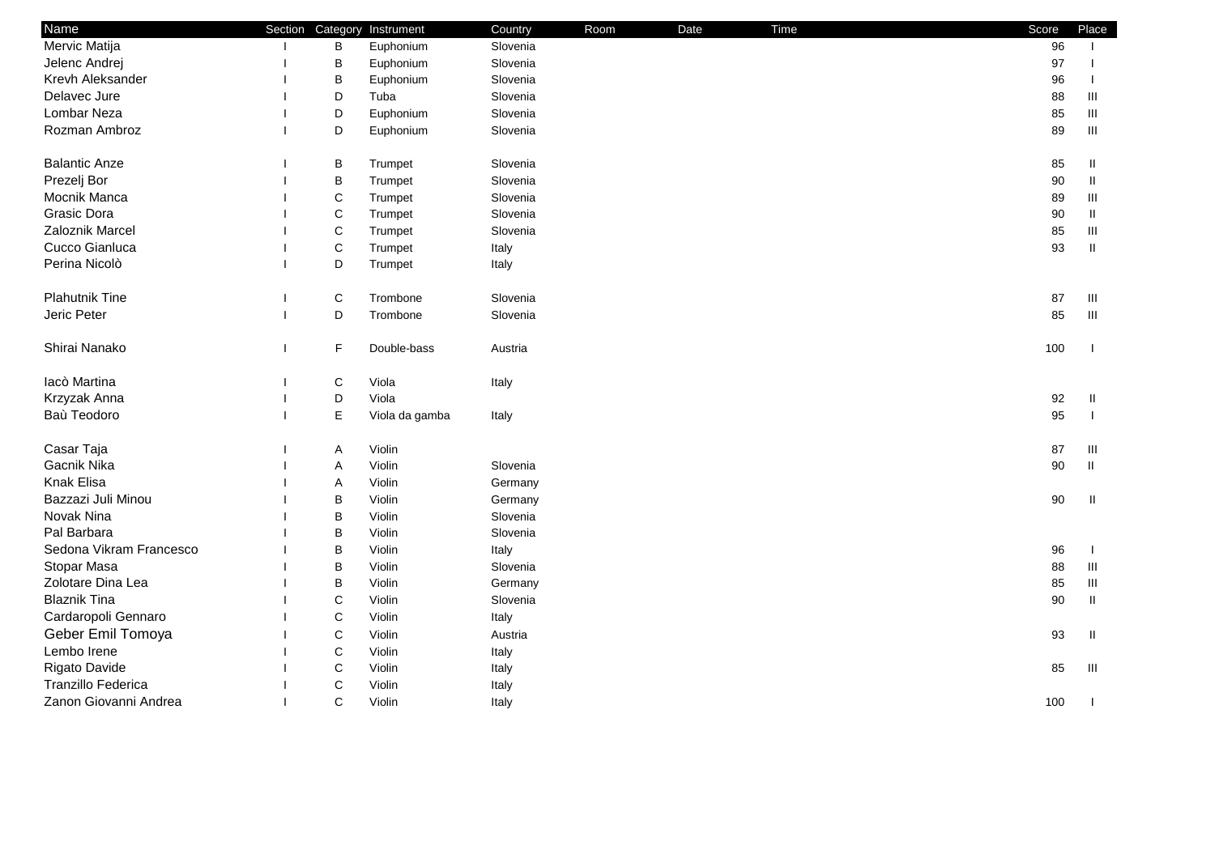| Name | Section | Category | Instrument | Country | Room | Date | Time | Score | Place |
|---|---|---|---|---|---|---|---|---|---|
| Mervic Matija | I | B | Euphonium | Slovenia | | | | 96 | I |
| Jelenc Andrej | I | B | Euphonium | Slovenia | | | | 97 | I |
| Krevh Aleksander | I | B | Euphonium | Slovenia | | | | 96 | I |
| Delavec Jure | I | D | Tuba | Slovenia | | | | 88 | III |
| Lombar Neza | I | D | Euphonium | Slovenia | | | | 85 | III |
| Rozman Ambroz | I | D | Euphonium | Slovenia | | | | 89 | III |
| | | | | | | | | | |
| Balantic Anze | I | B | Trumpet | Slovenia | | | | 85 | II |
| Prezelj Bor | I | B | Trumpet | Slovenia | | | | 90 | II |
| Mocnik Manca | I | C | Trumpet | Slovenia | | | | 89 | III |
| Grasic Dora | I | C | Trumpet | Slovenia | | | | 90 | II |
| Zaloznik Marcel | I | C | Trumpet | Slovenia | | | | 85 | III |
| Cucco Gianluca | I | C | Trumpet | Italy | | | | 93 | II |
| Perina Nicolò | I | D | Trumpet | Italy | | | | | |
| | | | | | | | | | |
| Plahutnik Tine | I | C | Trombone | Slovenia | | | | 87 | III |
| Jeric Peter | I | D | Trombone | Slovenia | | | | 85 | III |
| | | | | | | | | | |
| Shirai Nanako | I | F | Double-bass | Austria | | | | 100 | I |
| | | | | | | | | | |
| Iacò Martina | I | C | Viola | Italy | | | | | |
| Krzyzak Anna | I | D | Viola | | | | | 92 | II |
| Baù Teodoro | I | E | Viola da gamba | Italy | | | | 95 | I |
| | | | | | | | | | |
| Casar Taja | I | A | Violin | | | | | 87 | III |
| Gacnik Nika | I | A | Violin | Slovenia | | | | 90 | II |
| Knak Elisa | I | A | Violin | Germany | | | | | |
| Bazzazi Juli Minou | I | B | Violin | Germany | | | | 90 | II |
| Novak Nina | I | B | Violin | Slovenia | | | | | |
| Pal Barbara | I | B | Violin | Slovenia | | | | | |
| Sedona Vikram Francesco | I | B | Violin | Italy | | | | 96 | I |
| Stopar Masa | I | B | Violin | Slovenia | | | | 88 | III |
| Zolotare Dina Lea | I | B | Violin | Germany | | | | 85 | III |
| Blaznik Tina | I | C | Violin | Slovenia | | | | 90 | II |
| Cardaropoli Gennaro | I | C | Violin | Italy | | | | | |
| Geber Emil Tomoya | I | C | Violin | Austria | | | | 93 | II |
| Lembo Irene | I | C | Violin | Italy | | | | | |
| Rigato Davide | I | C | Violin | Italy | | | | 85 | III |
| Tranzillo Federica | I | C | Violin | Italy | | | | | |
| Zanon Giovanni Andrea | I | C | Violin | Italy | | | | 100 | I |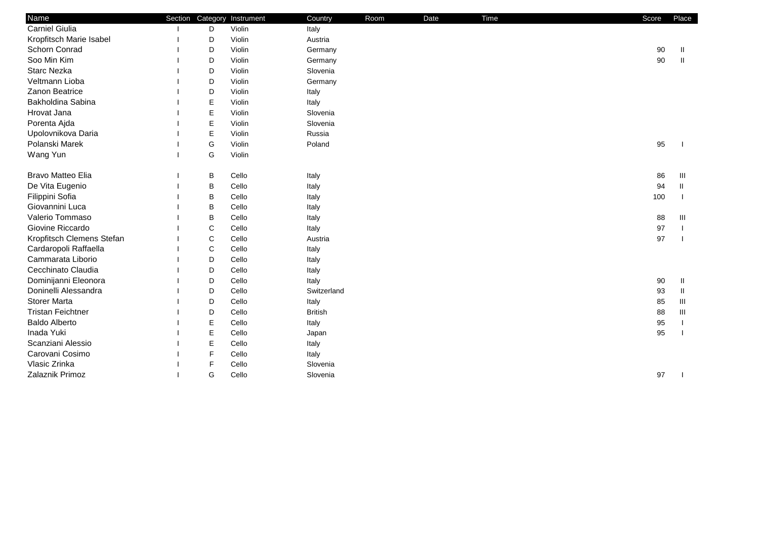| Name | Section | Category | Instrument | Country | Room | Date | Time | Score | Place |
|---|---|---|---|---|---|---|---|---|---|
| Carniel Giulia | I | D | Violin | Italy | | | | | |
| Kropfitsch Marie Isabel | I | D | Violin | Austria | | | | | |
| Schorn Conrad | I | D | Violin | Germany | | | | 90 | II |
| Soo Min Kim | I | D | Violin | Germany | | | | 90 | II |
| Starc Nezka | I | D | Violin | Slovenia | | | | | |
| Veltmann Lioba | I | D | Violin | Germany | | | | | |
| Zanon Beatrice | I | D | Violin | Italy | | | | | |
| Bakholdina Sabina | I | E | Violin | Italy | | | | | |
| Hrovat Jana | I | E | Violin | Slovenia | | | | | |
| Porenta Ajda | I | E | Violin | Slovenia | | | | | |
| Upolovnikova Daria | I | E | Violin | Russia | | | | | |
| Polanski Marek | I | G | Violin | Poland | | | | 95 | I |
| Wang Yun | I | G | Violin | | | | | | |
| | | | | | | | | | |
| Bravo Matteo Elia | I | B | Cello | Italy | | | | 86 | III |
| De Vita Eugenio | I | B | Cello | Italy | | | | 94 | II |
| Filippini Sofia | I | B | Cello | Italy | | | | 100 | I |
| Giovannini Luca | I | B | Cello | Italy | | | | | |
| Valerio Tommaso | I | B | Cello | Italy | | | | 88 | III |
| Giovine Riccardo | I | C | Cello | Italy | | | | 97 | I |
| Kropfitsch Clemens Stefan | I | C | Cello | Austria | | | | 97 | I |
| Cardaropoli Raffaella | I | C | Cello | Italy | | | | | |
| Cammarata Liborio | I | D | Cello | Italy | | | | | |
| Cecchinato Claudia | I | D | Cello | Italy | | | | | |
| Dominijanni Eleonora | I | D | Cello | Italy | | | | 90 | II |
| Doninelli Alessandra | I | D | Cello | Switzerland | | | | 93 | II |
| Storer Marta | I | D | Cello | Italy | | | | 85 | III |
| Tristan Feichtner | I | D | Cello | British | | | | 88 | III |
| Baldo Alberto | I | E | Cello | Italy | | | | 95 | I |
| Inada Yuki | I | E | Cello | Japan | | | | 95 | I |
| Scanziani Alessio | I | E | Cello | Italy | | | | | |
| Carovani Cosimo | I | F | Cello | Italy | | | | | |
| Vlasic Zrinka | I | F | Cello | Slovenia | | | | | |
| Zalaznik Primoz | I | G | Cello | Slovenia | | | | 97 | I |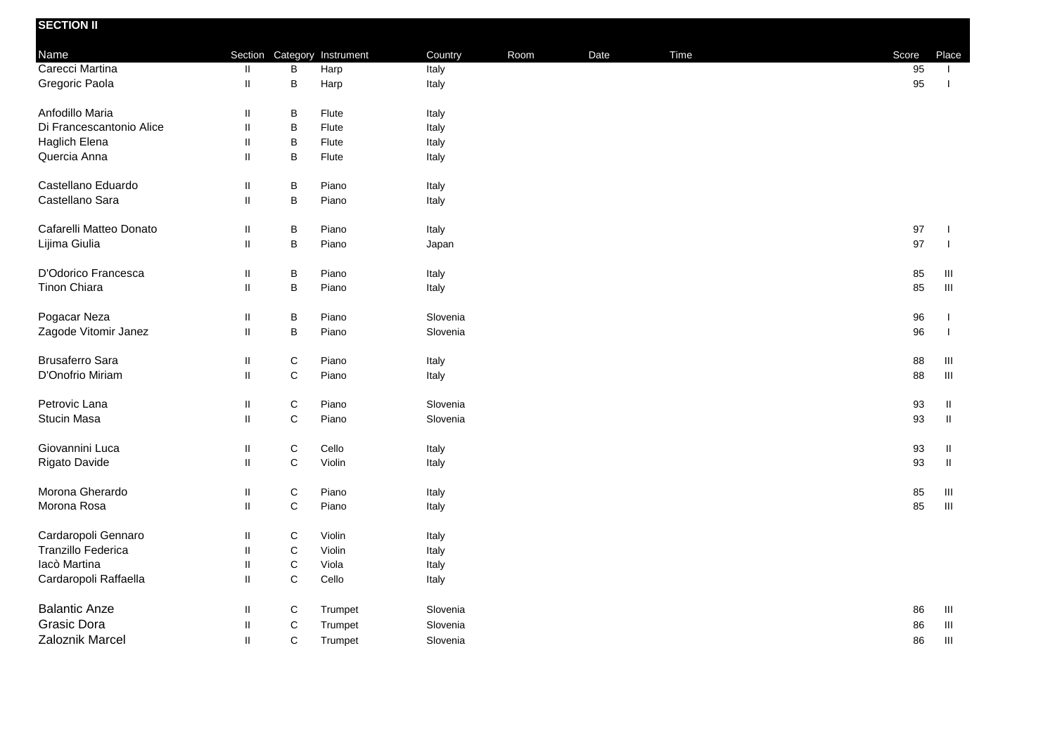## SECTION II

| Name | Section | Category | Instrument | Country | Room | Date | Time | Score | Place |
|---|---|---|---|---|---|---|---|---|---|
| Carecci Martina | II | B | Harp | Italy | | | | 95 | I |
| Gregoric Paola | II | B | Harp | Italy | | | | 95 | I |
| | | | | | | | | | |
| Anfodillo Maria | II | B | Flute | Italy | | | | | |
| Di Francescantonio Alice | II | B | Flute | Italy | | | | | |
| Haglich Elena | II | B | Flute | Italy | | | | | |
| Quercia Anna | II | B | Flute | Italy | | | | | |
| | | | | | | | | | |
| Castellano Eduardo | II | B | Piano | Italy | | | | | |
| Castellano Sara | II | B | Piano | Italy | | | | | |
| | | | | | | | | | |
| Cafarelli Matteo Donato | II | B | Piano | Italy | | | | 97 | I |
| Lijima Giulia | II | B | Piano | Japan | | | | 97 | I |
| | | | | | | | | | |
| D'Odorico Francesca | II | B | Piano | Italy | | | | 85 | III |
| Tinon Chiara | II | B | Piano | Italy | | | | 85 | III |
| | | | | | | | | | |
| Pogacar Neza | II | B | Piano | Slovenia | | | | 96 | I |
| Zagode Vitomir Janez | II | B | Piano | Slovenia | | | | 96 | I |
| | | | | | | | | | |
| Brusaferro Sara | II | C | Piano | Italy | | | | 88 | III |
| D'Onofrio Miriam | II | C | Piano | Italy | | | | 88 | III |
| | | | | | | | | | |
| Petrovic Lana | II | C | Piano | Slovenia | | | | 93 | II |
| Stucin Masa | II | C | Piano | Slovenia | | | | 93 | II |
| | | | | | | | | | |
| Giovannini Luca | II | C | Cello | Italy | | | | 93 | II |
| Rigato Davide | II | C | Violin | Italy | | | | 93 | II |
| | | | | | | | | | |
| Morona Gherardo | II | C | Piano | Italy | | | | 85 | III |
| Morona Rosa | II | C | Piano | Italy | | | | 85 | III |
| | | | | | | | | | |
| Cardaropoli Gennaro | II | C | Violin | Italy | | | | | |
| Tranzillo Federica | II | C | Violin | Italy | | | | | |
| Iacò Martina | II | C | Viola | Italy | | | | | |
| Cardaropoli Raffaella | II | C | Cello | Italy | | | | | |
| | | | | | | | | | |
| Balantic Anze | II | C | Trumpet | Slovenia | | | | 86 | III |
| Grasic Dora | II | C | Trumpet | Slovenia | | | | 86 | III |
| Zaloznik Marcel | II | C | Trumpet | Slovenia | | | | 86 | III |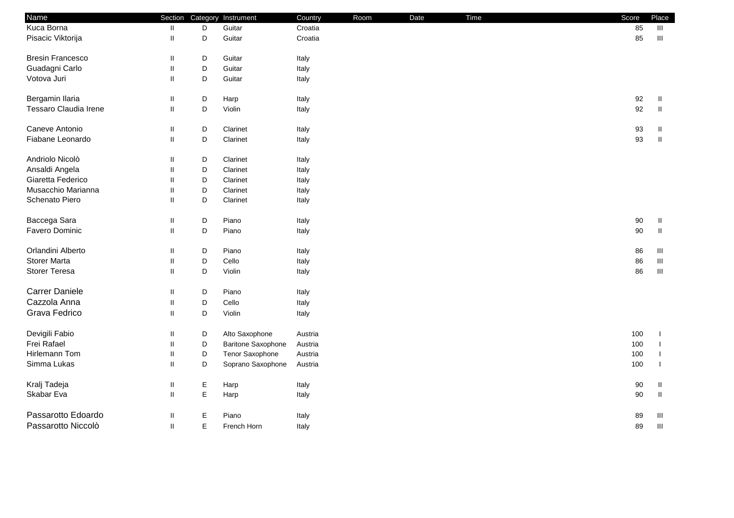| Name | Section | Category | Instrument | Country | Room | Date | Time | Score | Place |
|---|---|---|---|---|---|---|---|---|---|
| Kuca Borna | II | D | Guitar | Croatia | | | | 85 | III |
| Pisacic Viktorija | II | D | Guitar | Croatia | | | | 85 | III |
| | | | | | | | | | |
| Bresin Francesco | II | D | Guitar | Italy | | | | | |
| Guadagni Carlo | II | D | Guitar | Italy | | | | | |
| Votova Juri | II | D | Guitar | Italy | | | | | |
| | | | | | | | | | |
| Bergamin Ilaria | II | D | Harp | Italy | | | | 92 | II |
| Tessaro Claudia Irene | II | D | Violin | Italy | | | | 92 | II |
| | | | | | | | | | |
| Caneve Antonio | II | D | Clarinet | Italy | | | | 93 | II |
| Fiabane Leonardo | II | D | Clarinet | Italy | | | | 93 | II |
| | | | | | | | | | |
| Andriolo Nicolò | II | D | Clarinet | Italy | | | | | |
| Ansaldi Angela | II | D | Clarinet | Italy | | | | | |
| Giaretta Federico | II | D | Clarinet | Italy | | | | | |
| Musacchio Marianna | II | D | Clarinet | Italy | | | | | |
| Schenato Piero | II | D | Clarinet | Italy | | | | | |
| | | | | | | | | | |
| Baccega Sara | II | D | Piano | Italy | | | | 90 | II |
| Favero Dominic | II | D | Piano | Italy | | | | 90 | II |
| | | | | | | | | | |
| Orlandini Alberto | II | D | Piano | Italy | | | | 86 | III |
| Storer Marta | II | D | Cello | Italy | | | | 86 | III |
| Storer Teresa | II | D | Violin | Italy | | | | 86 | III |
| | | | | | | | | | |
| Carrer Daniele | II | D | Piano | Italy | | | | | |
| Cazzola Anna | II | D | Cello | Italy | | | | | |
| Grava Fedrico | II | D | Violin | Italy | | | | | |
| | | | | | | | | | |
| Devigili Fabio | II | D | Alto Saxophone | Austria | | | | 100 | I |
| Frei Rafael | II | D | Baritone Saxophone | Austria | | | | 100 | I |
| Hirlemann Tom | II | D | Tenor Saxophone | Austria | | | | 100 | I |
| Simma Lukas | II | D | Soprano Saxophone | Austria | | | | 100 | I |
| | | | | | | | | | |
| Kralj Tadeja | II | E | Harp | Italy | | | | 90 | II |
| Skabar Eva | II | E | Harp | Italy | | | | 90 | II |
| | | | | | | | | | |
| Passarotto Edoardo | II | E | Piano | Italy | | | | 89 | III |
| Passarotto Niccolò | II | E | French Horn | Italy | | | | 89 | III |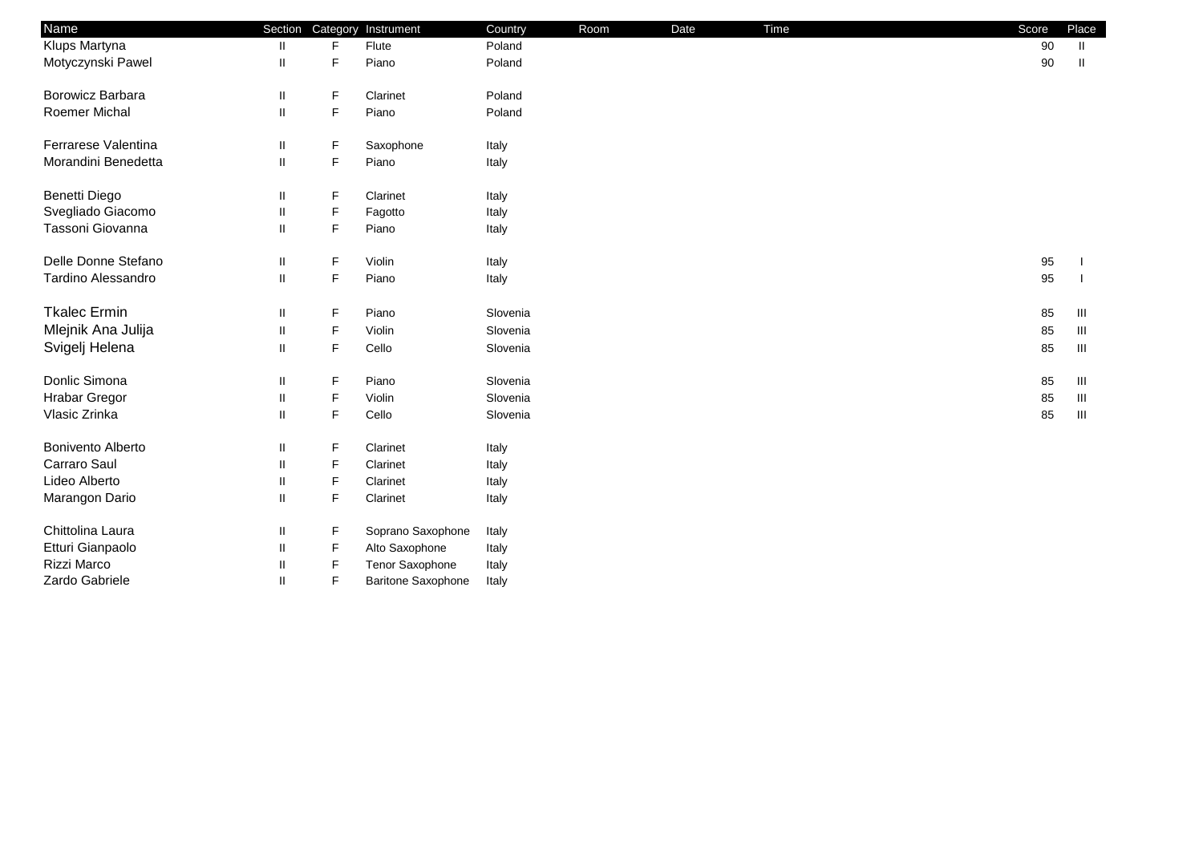| Name | Section | Category | Instrument | Country | Room | Date | Time | Score | Place |
|---|---|---|---|---|---|---|---|---|---|
| Klups Martyna | II | F | Flute | Poland | | | | 90 | II |
| Motyczynski Pawel | II | F | Piano | Poland | | | | 90 | II |
| | | | | | | | | | |
| Borowicz Barbara | II | F | Clarinet | Poland | | | | | |
| Roemer Michal | II | F | Piano | Poland | | | | | |
| | | | | | | | | | |
| Ferrarese Valentina | II | F | Saxophone | Italy | | | | | |
| Morandini Benedetta | II | F | Piano | Italy | | | | | |
| | | | | | | | | | |
| Benetti Diego | II | F | Clarinet | Italy | | | | | |
| Svegliado Giacomo | II | F | Fagotto | Italy | | | | | |
| Tassoni Giovanna | II | F | Piano | Italy | | | | | |
| | | | | | | | | | |
| Delle Donne Stefano | II | F | Violin | Italy | | | | 95 | I |
| Tardino Alessandro | II | F | Piano | Italy | | | | 95 | I |
| | | | | | | | | | |
| Tkalec Ermin | II | F | Piano | Slovenia | | | | 85 | III |
| Mlejnik Ana Julija | II | F | Violin | Slovenia | | | | 85 | III |
| Svigelj Helena | II | F | Cello | Slovenia | | | | 85 | III |
| | | | | | | | | | |
| Donlic Simona | II | F | Piano | Slovenia | | | | 85 | III |
| Hrabar Gregor | II | F | Violin | Slovenia | | | | 85 | III |
| Vlasic Zrinka | II | F | Cello | Slovenia | | | | 85 | III |
| | | | | | | | | | |
| Bonivento Alberto | II | F | Clarinet | Italy | | | | | |
| Carraro Saul | II | F | Clarinet | Italy | | | | | |
| Lideo Alberto | II | F | Clarinet | Italy | | | | | |
| Marangon Dario | II | F | Clarinet | Italy | | | | | |
| | | | | | | | | | |
| Chittolina Laura | II | F | Soprano Saxophone | Italy | | | | | |
| Etturi Gianpaolo | II | F | Alto Saxophone | Italy | | | | | |
| Rizzi Marco | II | F | Tenor Saxophone | Italy | | | | | |
| Zardo Gabriele | II | F | Baritone Saxophone | Italy | | | | | |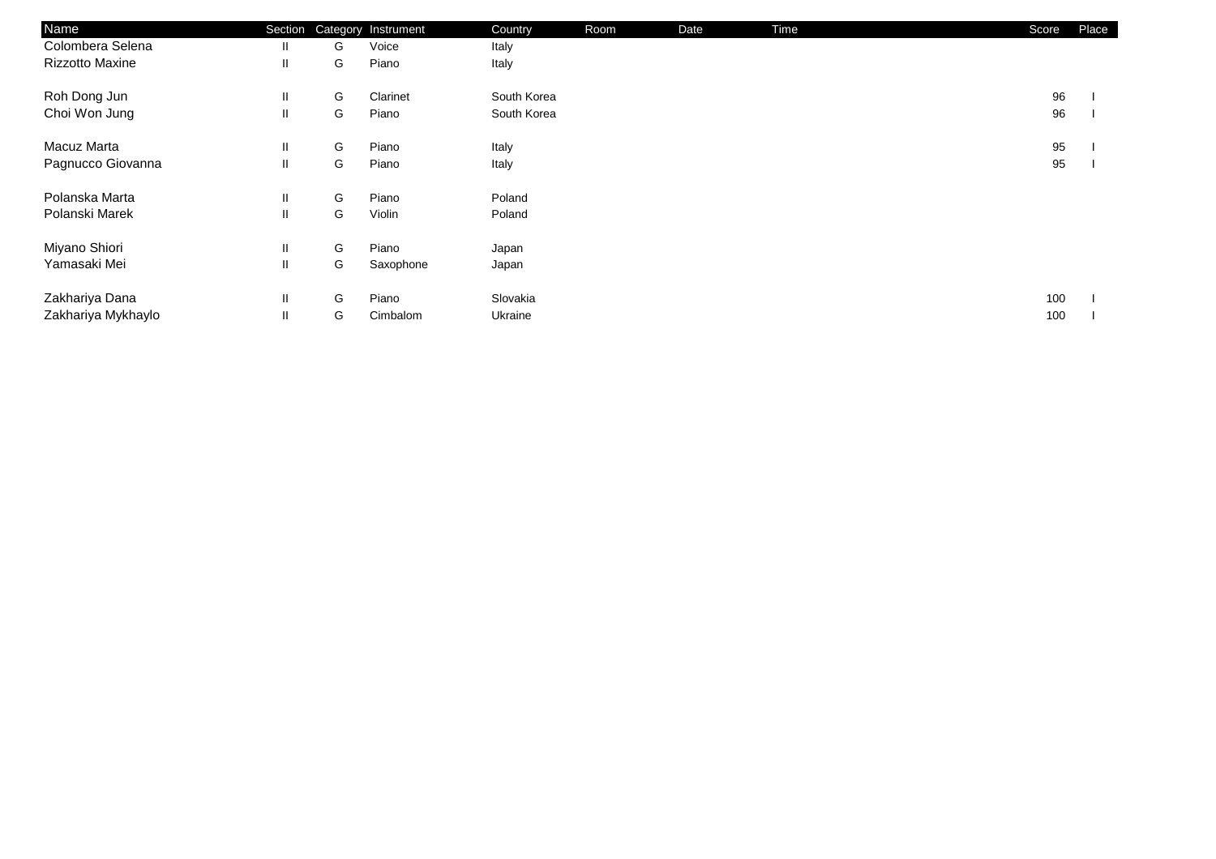| Name | Section | Category | Instrument | Country | Room | Date | Time | Score | Place |
|---|---|---|---|---|---|---|---|---|---|
| Colombera Selena | II | G | Voice | Italy | | | | | |
| Rizzotto Maxine | II | G | Piano | Italy | | | | | |
| | | | | | | | | | |
| Roh Dong Jun | II | G | Clarinet | South Korea | | | | 96 | I |
| Choi Won Jung | II | G | Piano | South Korea | | | | 96 | I |
| | | | | | | | | | |
| Macuz Marta | II | G | Piano | Italy | | | | 95 | I |
| Pagnucco Giovanna | II | G | Piano | Italy | | | | 95 | I |
| | | | | | | | | | |
| Polanska Marta | II | G | Piano | Poland | | | | | |
| Polanski Marek | II | G | Violin | Poland | | | | | |
| | | | | | | | | | |
| Miyano Shiori | II | G | Piano | Japan | | | | | |
| Yamasaki Mei | II | G | Saxophone | Japan | | | | | |
| | | | | | | | | | |
| Zakhariya Dana | II | G | Piano | Slovakia | | | | 100 | I |
| Zakhariya Mykhaylo | II | G | Cimbalom | Ukraine | | | | 100 | I |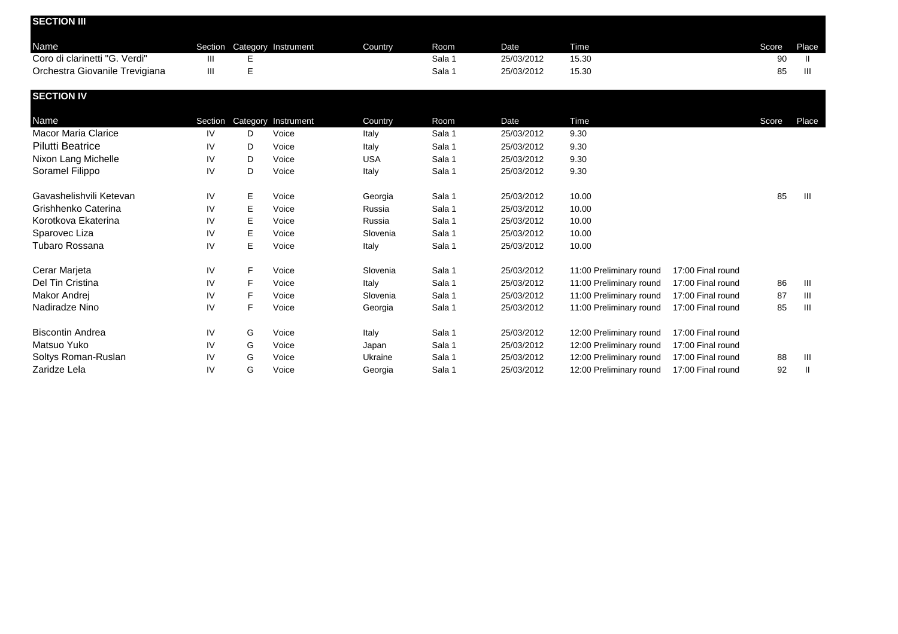## SECTION III

| Name | Section | Category | Instrument | Country | Room | Date | Time | | Score | Place |
|---|---|---|---|---|---|---|---|---|---|---|
| Coro di clarinetti "G. Verdi" | III | E | | | Sala 1 | 25/03/2012 | 15.30 | | 90 | II |
| Orchestra Giovanile Trevigiana | III | E | | | Sala 1 | 25/03/2012 | 15.30 | | 85 | III |

## SECTION IV

| Name | Section | Category | Instrument | Country | Room | Date | Time | | Score | Place |
|---|---|---|---|---|---|---|---|---|---|---|
| Macor Maria Clarice | IV | D | Voice | Italy | Sala 1 | 25/03/2012 | 9.30 | | | |
| Pilutti Beatrice | IV | D | Voice | Italy | Sala 1 | 25/03/2012 | 9.30 | | | |
| Nixon Lang Michelle | IV | D | Voice | USA | Sala 1 | 25/03/2012 | 9.30 | | | |
| Soramel Filippo | IV | D | Voice | Italy | Sala 1 | 25/03/2012 | 9.30 | | | |
| Gavashelishvili Ketevan | IV | E | Voice | Georgia | Sala 1 | 25/03/2012 | 10.00 | | 85 | III |
| Grishhenko Caterina | IV | E | Voice | Russia | Sala 1 | 25/03/2012 | 10.00 | | | |
| Korotkova Ekaterina | IV | E | Voice | Russia | Sala 1 | 25/03/2012 | 10.00 | | | |
| Sparovec Liza | IV | E | Voice | Slovenia | Sala 1 | 25/03/2012 | 10.00 | | | |
| Tubaro Rossana | IV | E | Voice | Italy | Sala 1 | 25/03/2012 | 10.00 | | | |
| Cerar Marjeta | IV | F | Voice | Slovenia | Sala 1 | 25/03/2012 | 11:00 Preliminary round | 17:00 Final round | | |
| Del Tin Cristina | IV | F | Voice | Italy | Sala 1 | 25/03/2012 | 11:00 Preliminary round | 17:00 Final round | 86 | III |
| Makor Andrej | IV | F | Voice | Slovenia | Sala 1 | 25/03/2012 | 11:00 Preliminary round | 17:00 Final round | 87 | III |
| Nadiradze Nino | IV | F | Voice | Georgia | Sala 1 | 25/03/2012 | 11:00 Preliminary round | 17:00 Final round | 85 | III |
| Biscontin Andrea | IV | G | Voice | Italy | Sala 1 | 25/03/2012 | 12:00 Preliminary round | 17:00 Final round | | |
| Matsuo Yuko | IV | G | Voice | Japan | Sala 1 | 25/03/2012 | 12:00 Preliminary round | 17:00 Final round | | |
| Soltys Roman-Ruslan | IV | G | Voice | Ukraine | Sala 1 | 25/03/2012 | 12:00 Preliminary round | 17:00 Final round | 88 | III |
| Zaridze Lela | IV | G | Voice | Georgia | Sala 1 | 25/03/2012 | 12:00 Preliminary round | 17:00 Final round | 92 | II |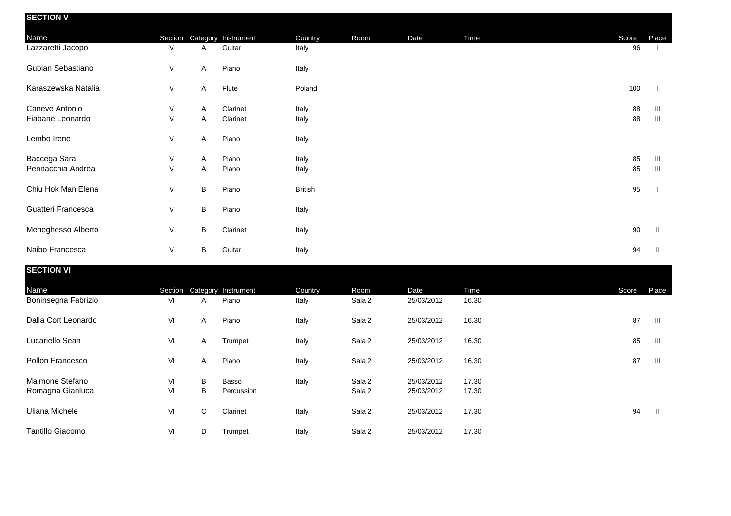## SECTION V

| Name | Section | Category | Instrument | Country | Room | Date | Time | Score | Place |
|---|---|---|---|---|---|---|---|---|---|
| Lazzaretti Jacopo | V | A | Guitar | Italy | | | | 96 | I |
| Gubian Sebastiano | V | A | Piano | Italy | | | | | |
| Karaszewska Natalia | V | A | Flute | Poland | | | | 100 | I |
| Caneve Antonio | V | A | Clarinet | Italy | | | | 88 | III |
| Fiabane Leonardo | V | A | Clarinet | Italy | | | | 88 | III |
| Lembo Irene | V | A | Piano | Italy | | | | | |
| Baccega Sara | V | A | Piano | Italy | | | | 85 | III |
| Pennacchia Andrea | V | A | Piano | Italy | | | | 85 | III |
| Chiu Hok Man Elena | V | B | Piano | British | | | | 95 | I |
| Guatteri Francesca | V | B | Piano | Italy | | | | | |
| Meneghesso Alberto | V | B | Clarinet | Italy | | | | 90 | II |
| Naibo Francesca | V | B | Guitar | Italy | | | | 94 | II |

## SECTION VI

| Name | Section | Category | Instrument | Country | Room | Date | Time | Score | Place |
|---|---|---|---|---|---|---|---|---|---|
| Boninsegna Fabrizio | VI | A | Piano | Italy | Sala 2 | 25/03/2012 | 16.30 | | |
| Dalla Cort Leonardo | VI | A | Piano | Italy | Sala 2 | 25/03/2012 | 16.30 | 87 | III |
| Lucariello Sean | VI | A | Trumpet | Italy | Sala 2 | 25/03/2012 | 16.30 | 85 | III |
| Pollon Francesco | VI | A | Piano | Italy | Sala 2 | 25/03/2012 | 16.30 | 87 | III |
| Maimone Stefano | VI | B | Basso | Italy | Sala 2 | 25/03/2012 | 17.30 | | |
| Romagna Gianluca | VI | B | Percussion | | Sala 2 | 25/03/2012 | 17.30 | | |
| Uliana Michele | VI | C | Clarinet | Italy | Sala 2 | 25/03/2012 | 17.30 | 94 | II |
| Tantillo Giacomo | VI | D | Trumpet | Italy | Sala 2 | 25/03/2012 | 17.30 | | |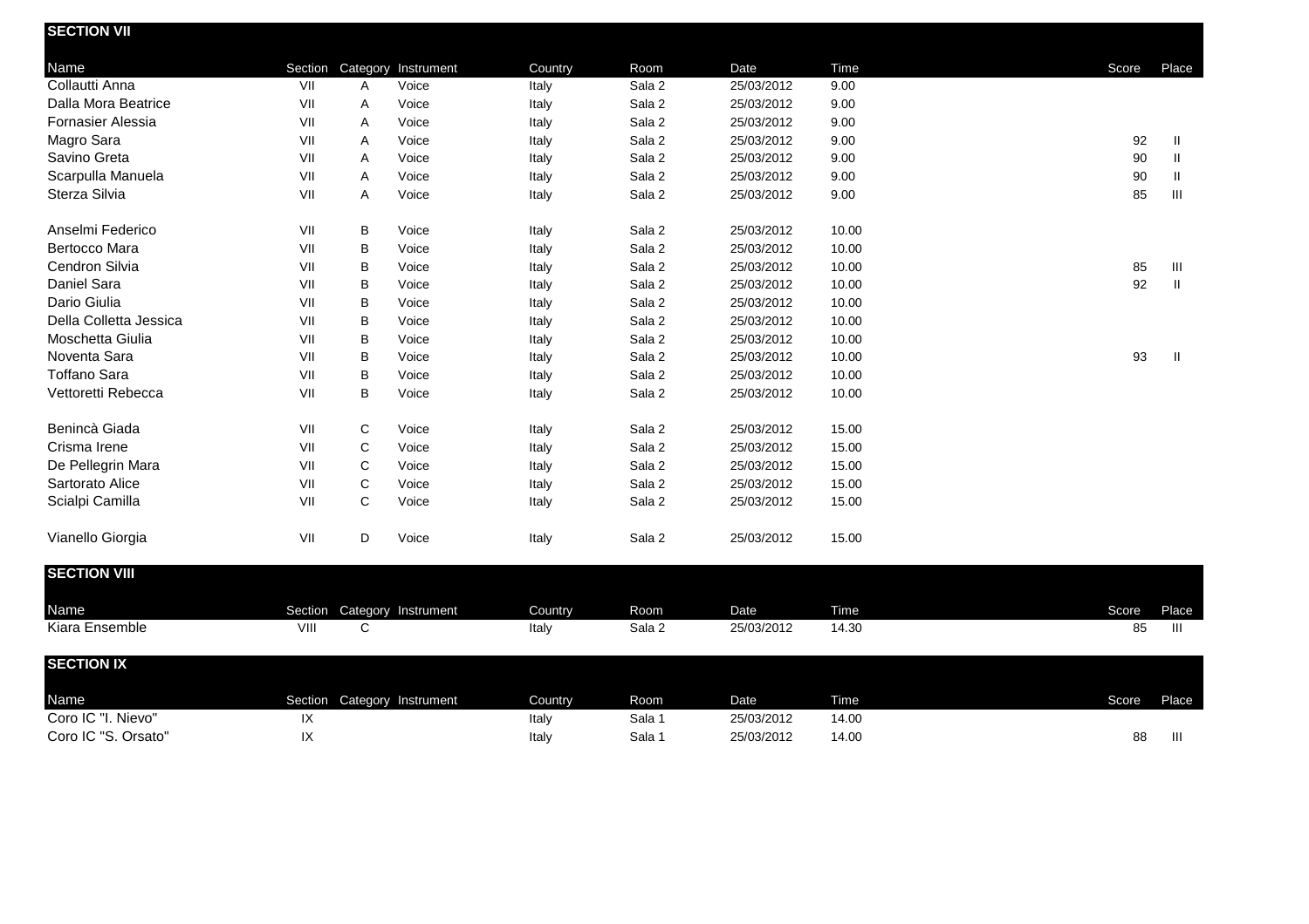## SECTION VII

| Name | Section | Category | Instrument | Country | Room | Date | Time | Score | Place |
|---|---|---|---|---|---|---|---|---|---|
| Collautti Anna | VII | A | Voice | Italy | Sala 2 | 25/03/2012 | 9.00 | | |
| Dalla Mora Beatrice | VII | A | Voice | Italy | Sala 2 | 25/03/2012 | 9.00 | | |
| Fornasier Alessia | VII | A | Voice | Italy | Sala 2 | 25/03/2012 | 9.00 | | |
| Magro Sara | VII | A | Voice | Italy | Sala 2 | 25/03/2012 | 9.00 | 92 | II |
| Savino Greta | VII | A | Voice | Italy | Sala 2 | 25/03/2012 | 9.00 | 90 | II |
| Scarpulla Manuela | VII | A | Voice | Italy | Sala 2 | 25/03/2012 | 9.00 | 90 | II |
| Sterza Silvia | VII | A | Voice | Italy | Sala 2 | 25/03/2012 | 9.00 | 85 | III |
| Anselmi Federico | VII | B | Voice | Italy | Sala 2 | 25/03/2012 | 10.00 | | |
| Bertocco Mara | VII | B | Voice | Italy | Sala 2 | 25/03/2012 | 10.00 | | |
| Cendron Silvia | VII | B | Voice | Italy | Sala 2 | 25/03/2012 | 10.00 | 85 | III |
| Daniel Sara | VII | B | Voice | Italy | Sala 2 | 25/03/2012 | 10.00 | 92 | II |
| Dario Giulia | VII | B | Voice | Italy | Sala 2 | 25/03/2012 | 10.00 | | |
| Della Colletta Jessica | VII | B | Voice | Italy | Sala 2 | 25/03/2012 | 10.00 | | |
| Moschetta Giulia | VII | B | Voice | Italy | Sala 2 | 25/03/2012 | 10.00 | | |
| Noventa Sara | VII | B | Voice | Italy | Sala 2 | 25/03/2012 | 10.00 | 93 | II |
| Toffano Sara | VII | B | Voice | Italy | Sala 2 | 25/03/2012 | 10.00 | | |
| Vettoretti Rebecca | VII | B | Voice | Italy | Sala 2 | 25/03/2012 | 10.00 | | |
| Benincà Giada | VII | C | Voice | Italy | Sala 2 | 25/03/2012 | 15.00 | | |
| Crisma Irene | VII | C | Voice | Italy | Sala 2 | 25/03/2012 | 15.00 | | |
| De Pellegrin Mara | VII | C | Voice | Italy | Sala 2 | 25/03/2012 | 15.00 | | |
| Sartorato Alice | VII | C | Voice | Italy | Sala 2 | 25/03/2012 | 15.00 | | |
| Scialpi Camilla | VII | C | Voice | Italy | Sala 2 | 25/03/2012 | 15.00 | | |
| Vianello Giorgia | VII | D | Voice | Italy | Sala 2 | 25/03/2012 | 15.00 | | |

## SECTION VIII

| Name | Section | Category | Instrument | Country | Room | Date | Time | Score | Place |
|---|---|---|---|---|---|---|---|---|---|
| Kiara Ensemble | VIII | C | | Italy | Sala 2 | 25/03/2012 | 14.30 | 85 | III |

## SECTION IX

| Name | Section | Category | Instrument | Country | Room | Date | Time | Score | Place |
|---|---|---|---|---|---|---|---|---|---|
| Coro IC "I. Nievo" | IX | | | Italy | Sala 1 | 25/03/2012 | 14.00 | | |
| Coro IC "S. Orsato" | IX | | | Italy | Sala 1 | 25/03/2012 | 14.00 | 88 | III |